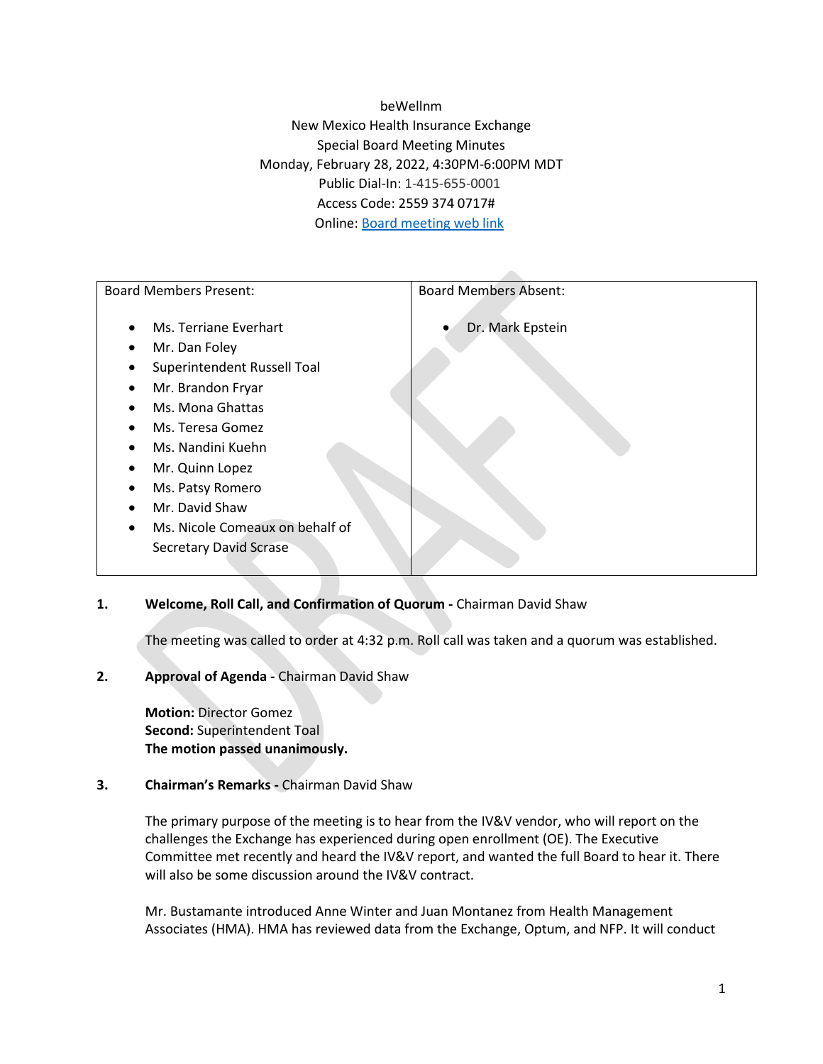beWellnm
New Mexico Health Insurance Exchange
Special Board Meeting Minutes
Monday, February 28, 2022, 4:30PM-6:00PM MDT
Public Dial-In: 1-415-655-0001
Access Code: 2559 374 0717#
Online: [Board meeting web link]

| Board Members Present: | Board Members Absent: |
|---|---|
| • Ms. Terriane Everhart<br>• Mr. Dan Foley<br>• Superintendent Russell Toal<br>• Mr. Brandon Fryar<br>• Ms. Mona Ghattas<br>• Ms. Teresa Gomez<br>• Ms. Nandini Kuehn<br>• Mr. Quinn Lopez<br>• Ms. Patsy Romero<br>• Mr. David Shaw<br>• Ms. Nicole Comeaux on behalf of Secretary David Scrase | • Dr. Mark Epstein |

1. **Welcome, Roll Call, and Confirmation of Quorum -** Chairman David Shaw

   The meeting was called to order at 4:32 p.m. Roll call was taken and a quorum was established.

2. **Approval of Agenda -** Chairman David Shaw

   **Motion:** Director Gomez
   **Second:** Superintendent Toal
   **The motion passed unanimously.**

3. **Chairman's Remarks -** Chairman David Shaw

   The primary purpose of the meeting is to hear from the IV&V vendor, who will report on the challenges the Exchange has experienced during open enrollment (OE). The Executive Committee met recently and heard the IV&V report, and wanted the full Board to hear it. There will also be some discussion around the IV&V contract.

   Mr. Bustamante introduced Anne Winter and Juan Montanez from Health Management Associates (HMA). HMA has reviewed data from the Exchange, Optum, and NFP. It will conduct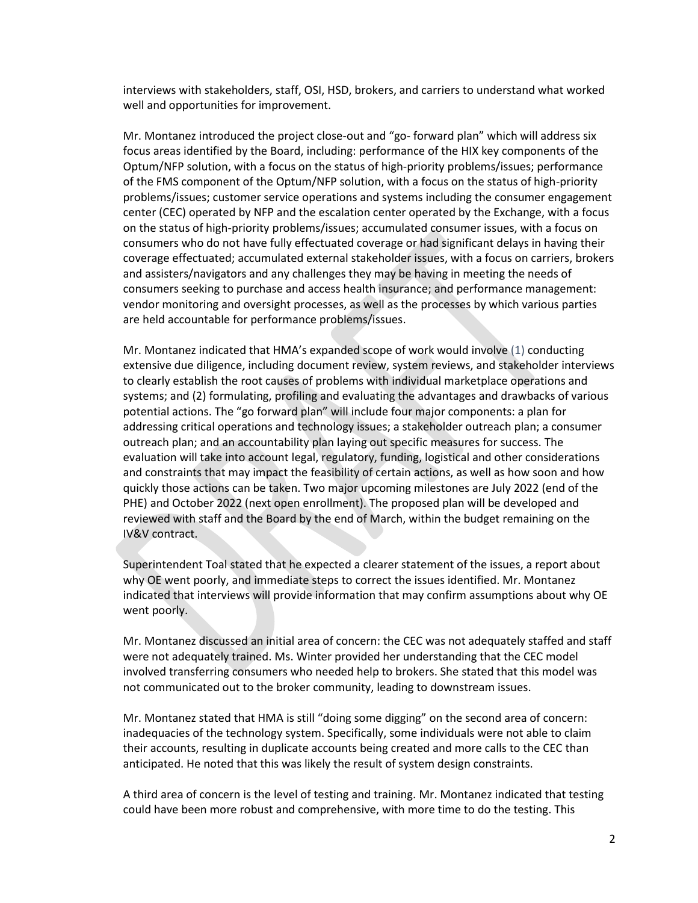interviews with stakeholders, staff, OSI, HSD, brokers, and carriers to understand what worked well and opportunities for improvement.

Mr. Montanez introduced the project close-out and "go- forward plan" which will address six focus areas identified by the Board, including: performance of the HIX key components of the Optum/NFP solution, with a focus on the status of high-priority problems/issues; performance of the FMS component of the Optum/NFP solution, with a focus on the status of high-priority problems/issues; customer service operations and systems including the consumer engagement center (CEC) operated by NFP and the escalation center operated by the Exchange, with a focus on the status of high-priority problems/issues; accumulated consumer issues, with a focus on consumers who do not have fully effectuated coverage or had significant delays in having their coverage effectuated; accumulated external stakeholder issues, with a focus on carriers, brokers and assisters/navigators and any challenges they may be having in meeting the needs of consumers seeking to purchase and access health insurance; and performance management: vendor monitoring and oversight processes, as well as the processes by which various parties are held accountable for performance problems/issues.

Mr. Montanez indicated that HMA's expanded scope of work would involve (1) conducting extensive due diligence, including document review, system reviews, and stakeholder interviews to clearly establish the root causes of problems with individual marketplace operations and systems; and (2) formulating, profiling and evaluating the advantages and drawbacks of various potential actions. The "go forward plan" will include four major components: a plan for addressing critical operations and technology issues; a stakeholder outreach plan; a consumer outreach plan; and an accountability plan laying out specific measures for success. The evaluation will take into account legal, regulatory, funding, logistical and other considerations and constraints that may impact the feasibility of certain actions, as well as how soon and how quickly those actions can be taken. Two major upcoming milestones are July 2022 (end of the PHE) and October 2022 (next open enrollment). The proposed plan will be developed and reviewed with staff and the Board by the end of March, within the budget remaining on the IV&V contract.

Superintendent Toal stated that he expected a clearer statement of the issues, a report about why OE went poorly, and immediate steps to correct the issues identified. Mr. Montanez indicated that interviews will provide information that may confirm assumptions about why OE went poorly.

Mr. Montanez discussed an initial area of concern: the CEC was not adequately staffed and staff were not adequately trained. Ms. Winter provided her understanding that the CEC model involved transferring consumers who needed help to brokers. She stated that this model was not communicated out to the broker community, leading to downstream issues.

Mr. Montanez stated that HMA is still "doing some digging" on the second area of concern: inadequacies of the technology system. Specifically, some individuals were not able to claim their accounts, resulting in duplicate accounts being created and more calls to the CEC than anticipated. He noted that this was likely the result of system design constraints.

A third area of concern is the level of testing and training. Mr. Montanez indicated that testing could have been more robust and comprehensive, with more time to do the testing. This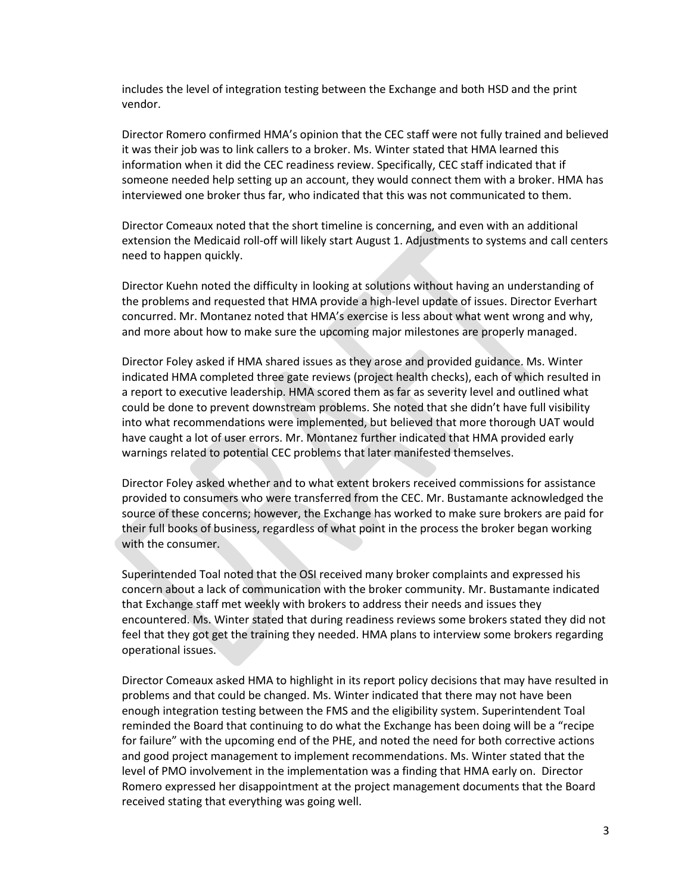includes the level of integration testing between the Exchange and both HSD and the print vendor.

Director Romero confirmed HMA's opinion that the CEC staff were not fully trained and believed it was their job was to link callers to a broker. Ms. Winter stated that HMA learned this information when it did the CEC readiness review. Specifically, CEC staff indicated that if someone needed help setting up an account, they would connect them with a broker. HMA has interviewed one broker thus far, who indicated that this was not communicated to them.

Director Comeaux noted that the short timeline is concerning, and even with an additional extension the Medicaid roll-off will likely start August 1. Adjustments to systems and call centers need to happen quickly.

Director Kuehn noted the difficulty in looking at solutions without having an understanding of the problems and requested that HMA provide a high-level update of issues. Director Everhart concurred. Mr. Montanez noted that HMA's exercise is less about what went wrong and why, and more about how to make sure the upcoming major milestones are properly managed.

Director Foley asked if HMA shared issues as they arose and provided guidance. Ms. Winter indicated HMA completed three gate reviews (project health checks), each of which resulted in a report to executive leadership. HMA scored them as far as severity level and outlined what could be done to prevent downstream problems. She noted that she didn't have full visibility into what recommendations were implemented, but believed that more thorough UAT would have caught a lot of user errors. Mr. Montanez further indicated that HMA provided early warnings related to potential CEC problems that later manifested themselves.

Director Foley asked whether and to what extent brokers received commissions for assistance provided to consumers who were transferred from the CEC. Mr. Bustamante acknowledged the source of these concerns; however, the Exchange has worked to make sure brokers are paid for their full books of business, regardless of what point in the process the broker began working with the consumer.

Superintended Toal noted that the OSI received many broker complaints and expressed his concern about a lack of communication with the broker community. Mr. Bustamante indicated that Exchange staff met weekly with brokers to address their needs and issues they encountered. Ms. Winter stated that during readiness reviews some brokers stated they did not feel that they got get the training they needed. HMA plans to interview some brokers regarding operational issues.

Director Comeaux asked HMA to highlight in its report policy decisions that may have resulted in problems and that could be changed. Ms. Winter indicated that there may not have been enough integration testing between the FMS and the eligibility system. Superintendent Toal reminded the Board that continuing to do what the Exchange has been doing will be a "recipe for failure" with the upcoming end of the PHE, and noted the need for both corrective actions and good project management to implement recommendations. Ms. Winter stated that the level of PMO involvement in the implementation was a finding that HMA early on. Director Romero expressed her disappointment at the project management documents that the Board received stating that everything was going well.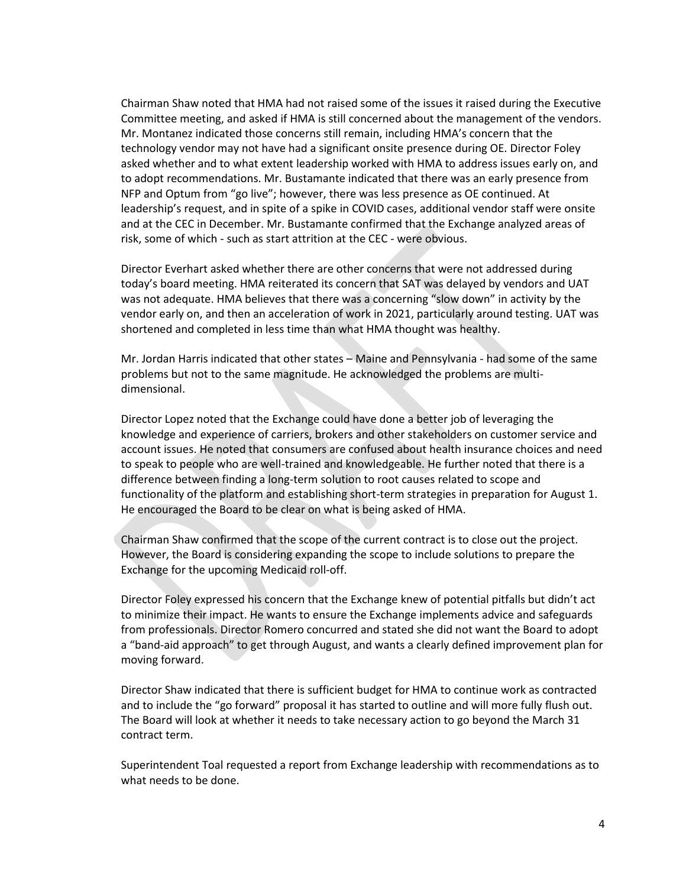Chairman Shaw noted that HMA had not raised some of the issues it raised during the Executive Committee meeting, and asked if HMA is still concerned about the management of the vendors. Mr. Montanez indicated those concerns still remain, including HMA's concern that the technology vendor may not have had a significant onsite presence during OE. Director Foley asked whether and to what extent leadership worked with HMA to address issues early on, and to adopt recommendations. Mr. Bustamante indicated that there was an early presence from NFP and Optum from "go live"; however, there was less presence as OE continued. At leadership's request, and in spite of a spike in COVID cases, additional vendor staff were onsite and at the CEC in December. Mr. Bustamante confirmed that the Exchange analyzed areas of risk, some of which - such as start attrition at the CEC - were obvious.

Director Everhart asked whether there are other concerns that were not addressed during today's board meeting. HMA reiterated its concern that SAT was delayed by vendors and UAT was not adequate. HMA believes that there was a concerning "slow down" in activity by the vendor early on, and then an acceleration of work in 2021, particularly around testing. UAT was shortened and completed in less time than what HMA thought was healthy.

Mr. Jordan Harris indicated that other states – Maine and Pennsylvania - had some of the same problems but not to the same magnitude. He acknowledged the problems are multi-dimensional.

Director Lopez noted that the Exchange could have done a better job of leveraging the knowledge and experience of carriers, brokers and other stakeholders on customer service and account issues. He noted that consumers are confused about health insurance choices and need to speak to people who are well-trained and knowledgeable. He further noted that there is a difference between finding a long-term solution to root causes related to scope and functionality of the platform and establishing short-term strategies in preparation for August 1. He encouraged the Board to be clear on what is being asked of HMA.

Chairman Shaw confirmed that the scope of the current contract is to close out the project. However, the Board is considering expanding the scope to include solutions to prepare the Exchange for the upcoming Medicaid roll-off.

Director Foley expressed his concern that the Exchange knew of potential pitfalls but didn't act to minimize their impact. He wants to ensure the Exchange implements advice and safeguards from professionals. Director Romero concurred and stated she did not want the Board to adopt a "band-aid approach" to get through August, and wants a clearly defined improvement plan for moving forward.

Director Shaw indicated that there is sufficient budget for HMA to continue work as contracted and to include the "go forward" proposal it has started to outline and will more fully flush out. The Board will look at whether it needs to take necessary action to go beyond the March 31 contract term.

Superintendent Toal requested a report from Exchange leadership with recommendations as to what needs to be done.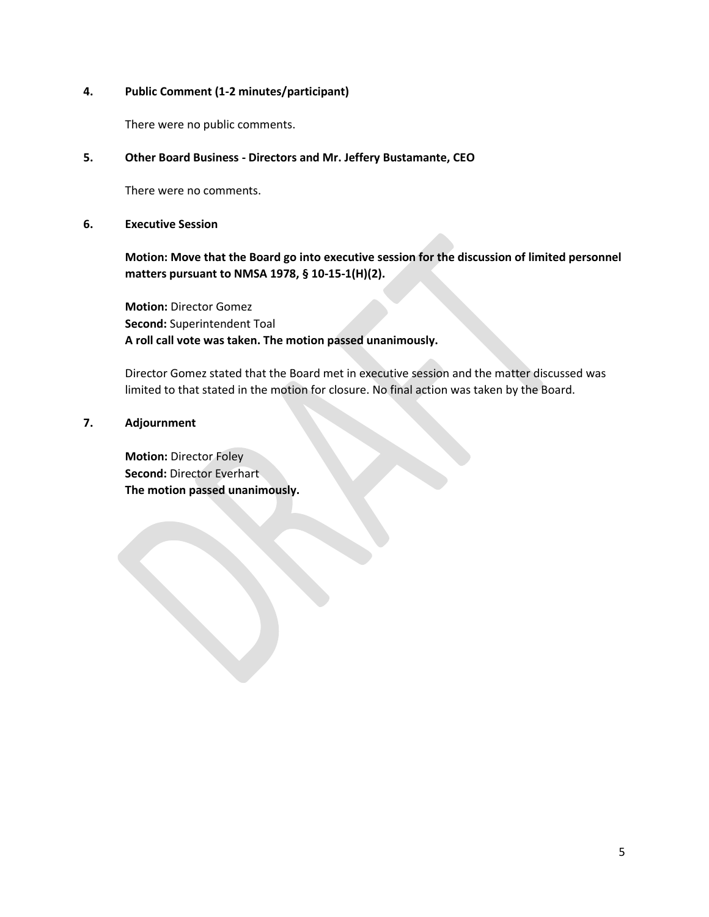## 4. Public Comment (1-2 minutes/participant)

There were no public comments.

## 5. Other Board Business - Directors and Mr. Jeffery Bustamante, CEO

There were no comments.

## 6. Executive Session

**Motion: Move that the Board go into executive session for the discussion of limited personnel matters pursuant to NMSA 1978, § 10-15-1(H)(2).**

**Motion:** Director Gomez
**Second:** Superintendent Toal
**A roll call vote was taken. The motion passed unanimously.**

Director Gomez stated that the Board met in executive session and the matter discussed was limited to that stated in the motion for closure. No final action was taken by the Board.

## 7. Adjournment

**Motion:** Director Foley
**Second:** Director Everhart
**The motion passed unanimously.**